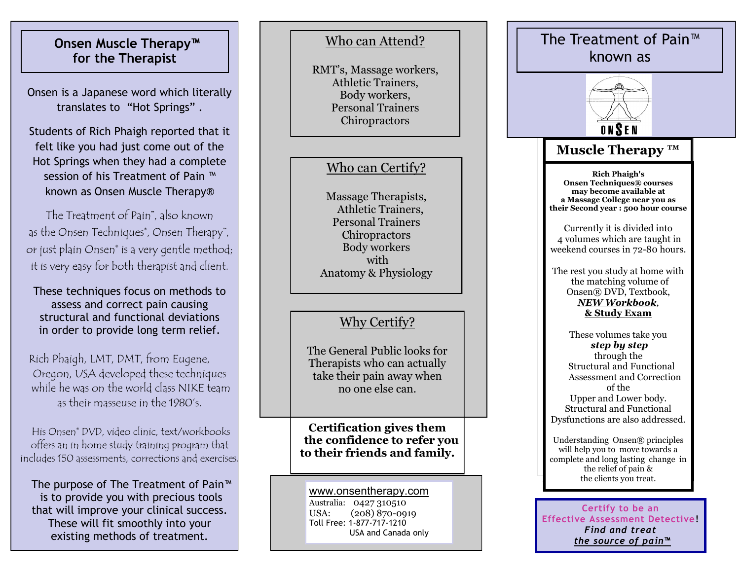## Onsen Muscle Therapy™ for the Therapist

Onsen is a Japanese word which literally translates to "Hot Springs" .

Students of Rich Phaigh reported that it felt like you had just come out of the Hot Springs when they had a complete session of his Treatment of Pain ™ known as Onsen Muscle Therapy®

The Treatment of Pain™, also known as the Onsen Techniques®, Onsen Therapy™, or just plain Onsen® is a very gentle method; it is very easy for both therapist and client.

These techniques focus on methods to assess and correct pain causing structural and functional deviations in order to provide long term relief.

Rich Phaigh, LMT, DMT, from Eugene, Oregon, USA developed these techniques while he was on the world class NIKE team as their masseuse in the 1980's.

His Onsen® DVD, video clinic, text/workbooks offers an in home study training program that includes 150 assessments, corrections and exercises.

The purpose of The Treatment of Pain™ is to provide you with precious tools that will improve your clinical success. These will fit smoothly into your existing methods of treatment.

## Who can Attend?

RMT's, Massage workers,
Athletic Trainers,
Body workers,
Personal Trainers
Chiropractors

## Who can Certify?

Massage Therapists,
Athletic Trainers,
Personal Trainers
Chiropractors
Body workers
with
Anatomy & Physiology

## Why Certify?

The General Public looks for Therapists who can actually take their pain away when no one else can.

**Certification gives them the confidence to refer you to their friends and family.**

www.onsentherapy.com
Australia: 0427 310510
USA: (208) 870-0919
Toll Free: 1-877-717-1210
USA and Canada only

## The Treatment of Pain™ known as

ONSEN

## Muscle Therapy ™

**Rich Phaigh's Onsen Techniques® courses may become available at a Massage College near you as their Second year : 500 hour course**

Currently it is divided into 4 volumes which are taught in weekend courses in 72-80 hours.

The rest you study at home with the matching volume of Onsen® DVD, Textbook, ***NEW Workbook***, **& Study Exam**

These volumes take you ***step by step*** through the Structural and Functional Assessment and Correction of the Upper and Lower body. Structural and Functional Dysfunctions are also addressed.

Understanding Onsen® principles will help you to move towards a complete and long lasting change in the relief of pain & the clients you treat.

**Certify to be an Effective Assessment Detective!**
***Find and treat the source of pain™***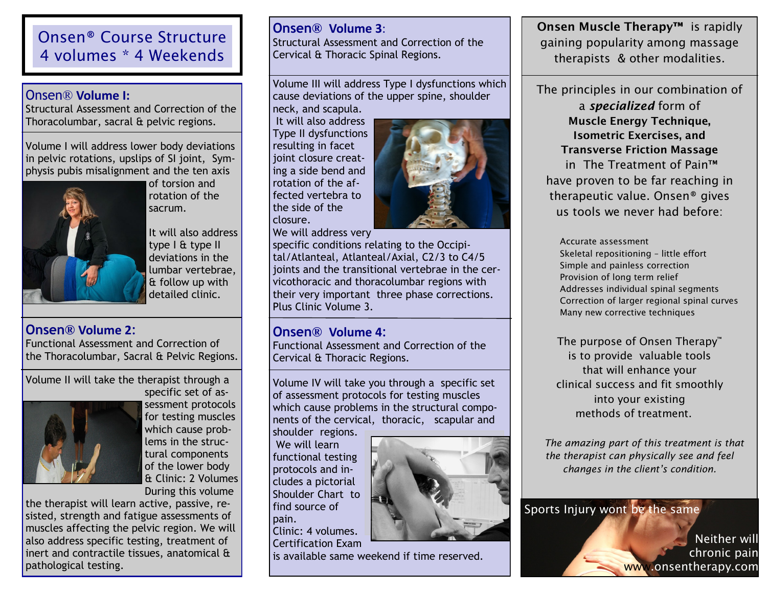# Onsen® Course Structure
# 4 volumes * 4 Weekends

## Onsen® Volume I:

Structural Assessment and Correction of the Thoracolumbar, sacral & pelvic regions.

Volume I will address lower body deviations in pelvic rotations, upslips of SI joint, Symphysis pubis misalignment and the ten axis of torsion and rotation of the sacrum.

It will also address type I & type II deviations in the lumbar vertebrae, & follow up with detailed clinic.

## Onsen® Volume 2:

Functional Assessment and Correction of the Thoracolumbar, Sacral & Pelvic Regions.

Volume II will take the therapist through a specific set of assessment protocols for testing muscles which cause problems in the structural components of the lower body & Clinic: 2 Volumes During this volume the therapist will learn active, passive, resisted, strength and fatigue assessments of muscles affecting the pelvic region. We will also address specific testing, treatment of inert and contractile tissues, anatomical & pathological testing.

## Onsen® Volume 3:

Structural Assessment and Correction of the Cervical & Thoracic Spinal Regions.

Volume III will address Type I dysfunctions which cause deviations of the upper spine, shoulder neck, and scapula.

It will also address Type II dysfunctions resulting in facet joint closure creating a side bend and rotation of the affected vertebra to the side of the closure.

We will address very specific conditions relating to the Occipital/Atlanteal, Atlanteal/Axial, C2/3 to C4/5 joints and the transitional vertebrae in the cervicothoracic and thoracolumbar regions with their very important three phase corrections. Plus Clinic Volume 3.

## Onsen® Volume 4:

Functional Assessment and Correction of the Cervical & Thoracic Regions.

Volume IV will take you through a specific set of assessment protocols for testing muscles which cause problems in the structural components of the cervical, thoracic, scapular and shoulder regions.

We will learn functional testing protocols and includes a pictorial Shoulder Chart to find source of pain.

Clinic: 4 volumes.

Certification Exam is available same weekend if time reserved.

**Onsen Muscle Therapy™** is rapidly gaining popularity among massage therapists & other modalities.

The principles in our combination of a ***specialized*** form of **Muscle Energy Technique, Isometric Exercises, and Transverse Friction Massage** in The Treatment of Pain™ have proven to be far reaching in therapeutic value. Onsen® gives us tools we never had before:

- Accurate assessment
- Skeletal repositioning – little effort
- Simple and painless correction
- Provision of long term relief
- Addresses individual spinal segments
- Correction of larger regional spinal curves
- Many new corrective techniques

The purpose of Onsen Therapy™ is to provide valuable tools that will enhance your clinical success and fit smoothly into your existing methods of treatment.

*The amazing part of this treatment is that the therapist can physically see and feel changes in the client's condition.*

Sports Injury wont be the same

Neither will chronic pain

www.onsentherapy.com